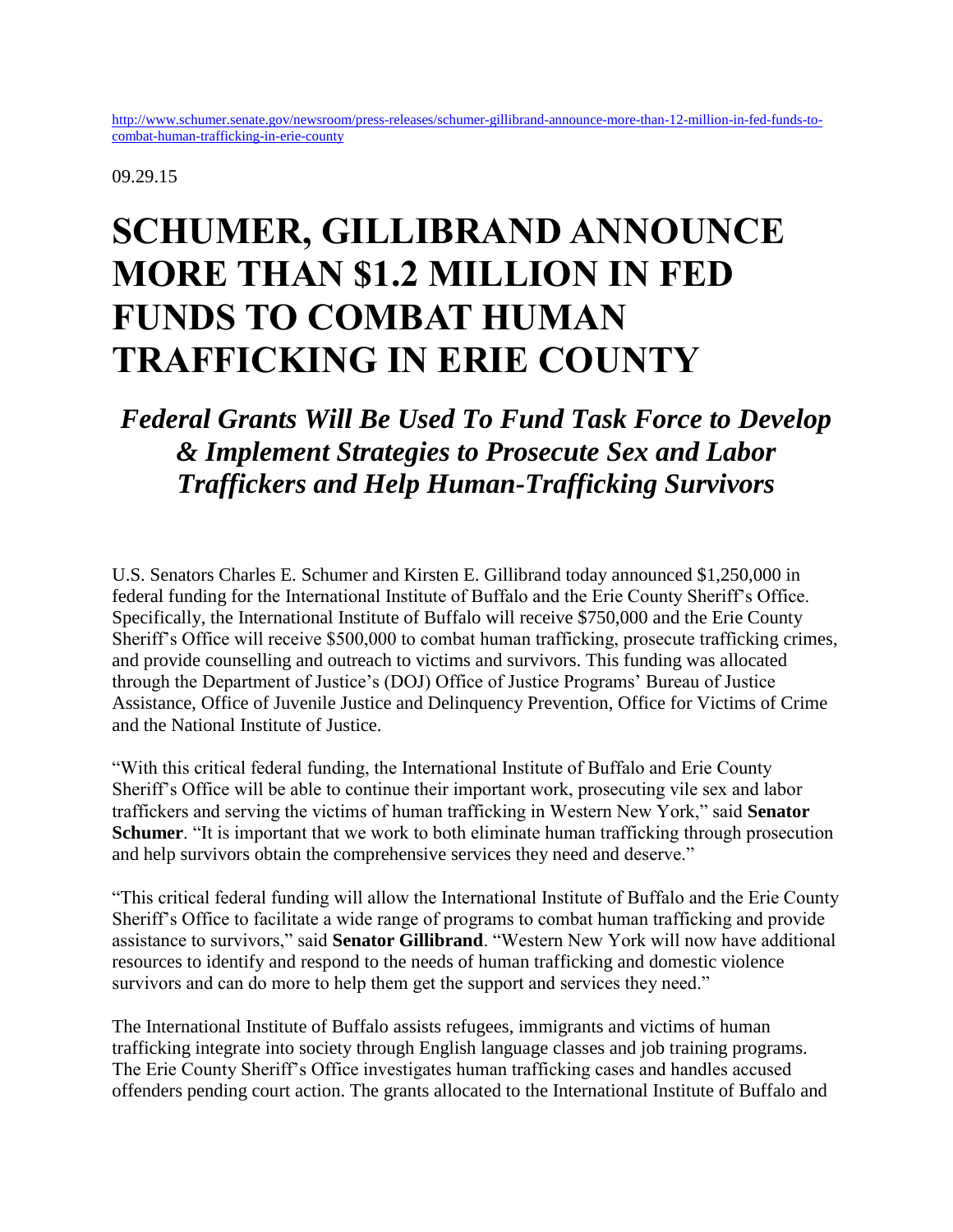http://www.schumer.senate.gov/newsroom/press-releases/schumer-gillibrand-announce-more-than-12-million-in-fed-funds-to-combat-human-trafficking-in-erie-county

09.29.15

# SCHUMER, GILLIBRAND ANNOUNCE MORE THAN $1.2 MILLION IN FED FUNDS TO COMBAT HUMAN TRAFFICKING IN ERIE COUNTY

## *Federal Grants Will Be Used To Fund Task Force to Develop & Implement Strategies to Prosecute Sex and Labor Traffickers and Help Human-Trafficking Survivors*

U.S. Senators Charles E. Schumer and Kirsten E. Gillibrand today announced $1,250,000 in federal funding for the International Institute of Buffalo and the Erie County Sheriff's Office. Specifically, the International Institute of Buffalo will receive $750,000 and the Erie County Sheriff's Office will receive $500,000 to combat human trafficking, prosecute trafficking crimes, and provide counselling and outreach to victims and survivors. This funding was allocated through the Department of Justice's (DOJ) Office of Justice Programs' Bureau of Justice Assistance, Office of Juvenile Justice and Delinquency Prevention, Office for Victims of Crime and the National Institute of Justice.

"With this critical federal funding, the International Institute of Buffalo and Erie County Sheriff's Office will be able to continue their important work, prosecuting vile sex and labor traffickers and serving the victims of human trafficking in Western New York," said **Senator Schumer**. "It is important that we work to both eliminate human trafficking through prosecution and help survivors obtain the comprehensive services they need and deserve."

"This critical federal funding will allow the International Institute of Buffalo and the Erie County Sheriff's Office to facilitate a wide range of programs to combat human trafficking and provide assistance to survivors," said **Senator Gillibrand**. "Western New York will now have additional resources to identify and respond to the needs of human trafficking and domestic violence survivors and can do more to help them get the support and services they need."

The International Institute of Buffalo assists refugees, immigrants and victims of human trafficking integrate into society through English language classes and job training programs. The Erie County Sheriff's Office investigates human trafficking cases and handles accused offenders pending court action. The grants allocated to the International Institute of Buffalo and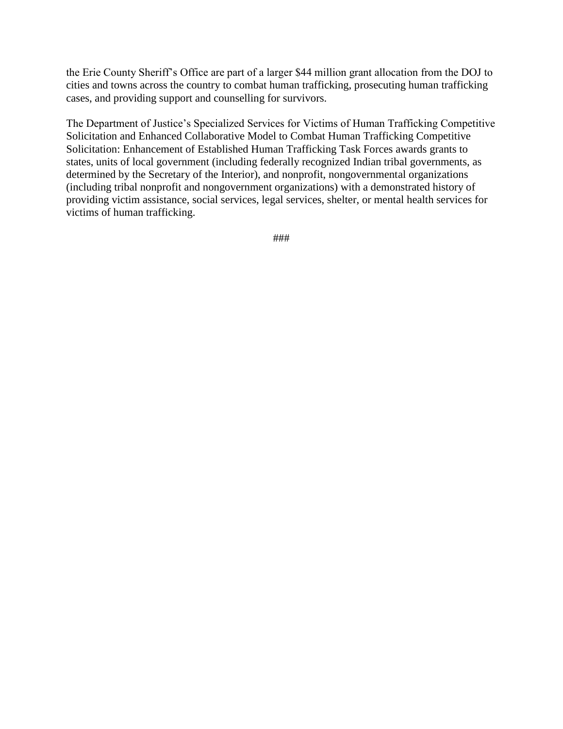the Erie County Sheriff's Office are part of a larger $44 million grant allocation from the DOJ to cities and towns across the country to combat human trafficking, prosecuting human trafficking cases, and providing support and counselling for survivors.

The Department of Justice's Specialized Services for Victims of Human Trafficking Competitive Solicitation and Enhanced Collaborative Model to Combat Human Trafficking Competitive Solicitation: Enhancement of Established Human Trafficking Task Forces awards grants to states, units of local government (including federally recognized Indian tribal governments, as determined by the Secretary of the Interior), and nonprofit, nongovernmental organizations (including tribal nonprofit and nongovernment organizations) with a demonstrated history of providing victim assistance, social services, legal services, shelter, or mental health services for victims of human trafficking.

###